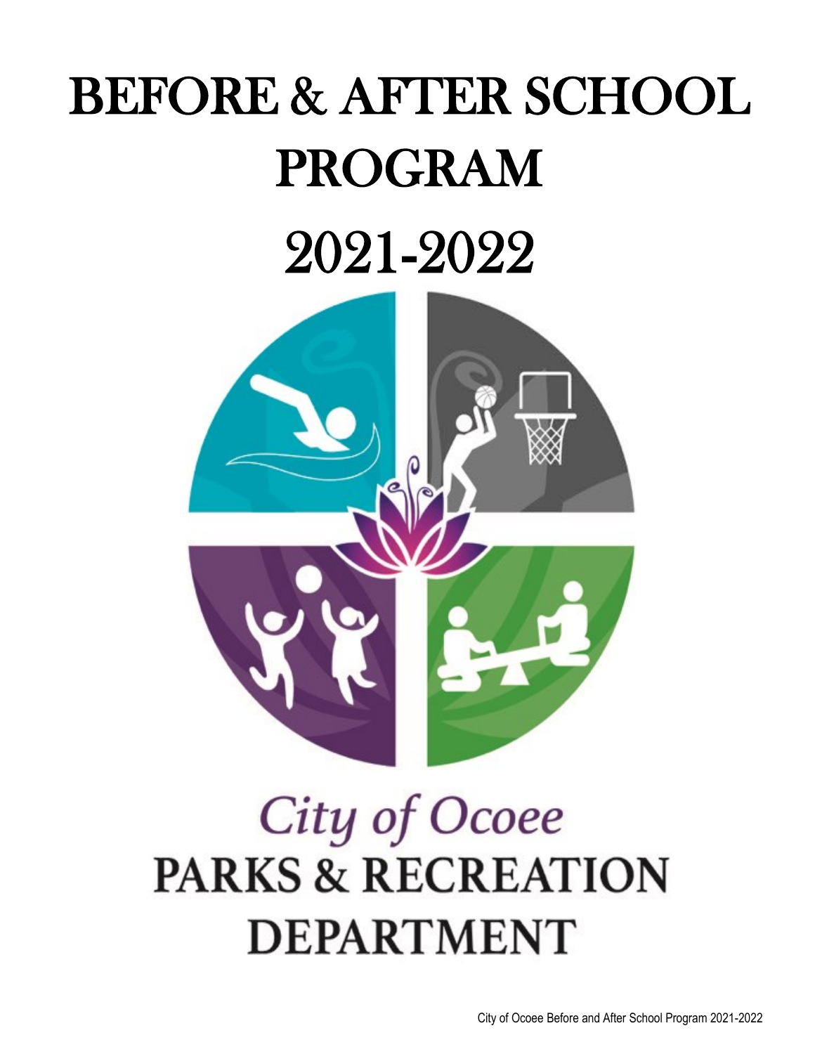# BEFORE & AFTER SCHOOL PROGRAM

# 2021-2022

City of Ocoee

PARKS & RECREATION DEPARTMENT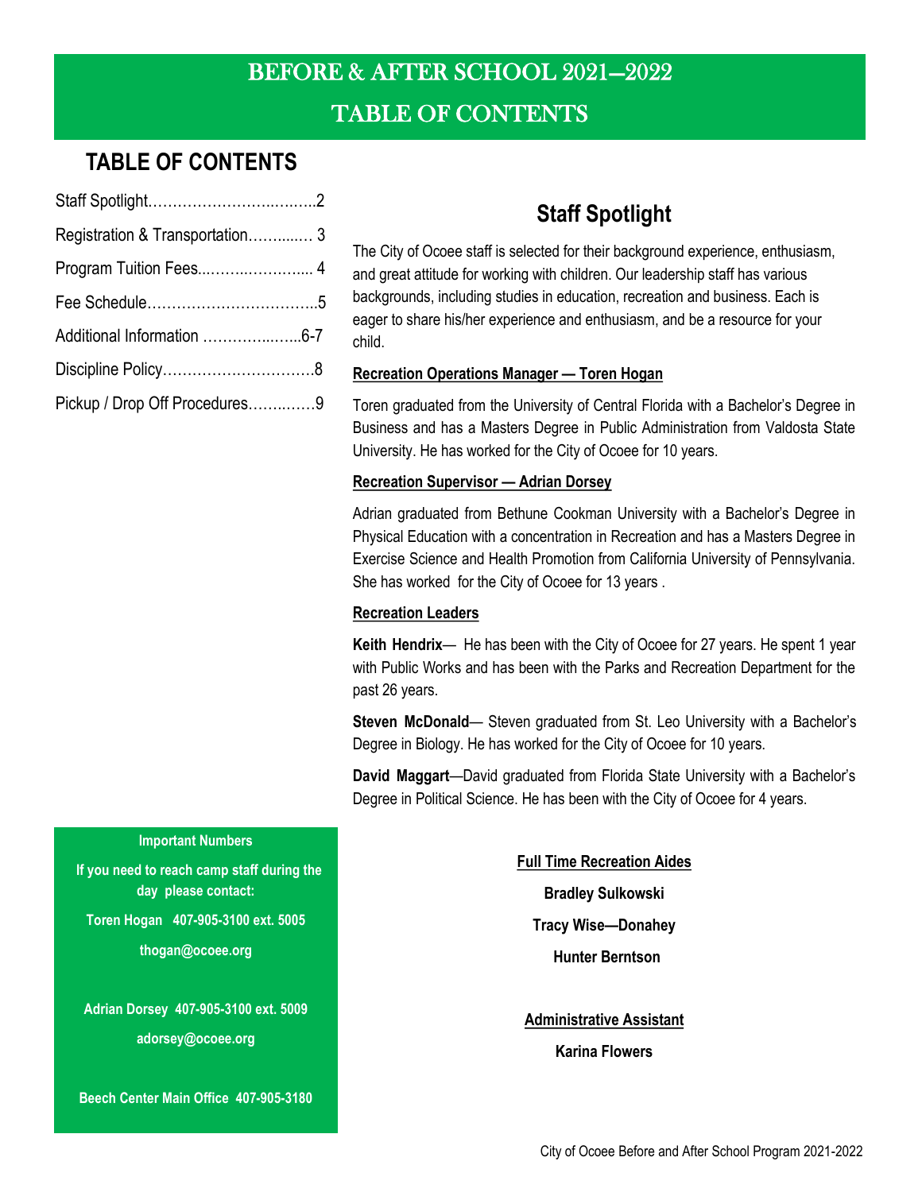# BEFORE & AFTER SCHOOL 2021—2022

# TABLE OF CONTENTS

## TABLE OF CONTENTS

- Staff Spotlight…………………………..……..2
- Registration & Transportation……....… 3
- Program Tuition Fees...……..………….... 4
- Fee Schedule……………………………..5
- Additional Information ……………...…..6-7
- Discipline Policy…………….……………8
- Pickup / Drop Off Procedures……..……9

## Staff Spotlight

The City of Ocoee staff is selected for their background experience, enthusiasm, and great attitude for working with children. Our leadership staff has various backgrounds, including studies in education, recreation and business. Each is eager to share his/her experience and enthusiasm, and be a resource for your child.

**Recreation Operations Manager — Toren Hogan**

Toren graduated from the University of Central Florida with a Bachelor's Degree in Business and has a Masters Degree in Public Administration from Valdosta State University. He has worked for the City of Ocoee for 10 years.

**Recreation Supervisor — Adrian Dorsey**

Adrian graduated from Bethune Cookman University with a Bachelor's Degree in Physical Education with a concentration in Recreation and has a Masters Degree in Exercise Science and Health Promotion from California University of Pennsylvania. She has worked for the City of Ocoee for 13 years .

**Recreation Leaders**

**Keith Hendrix**— He has been with the City of Ocoee for 27 years. He spent 1 year with Public Works and has been with the Parks and Recreation Department for the past 26 years.

**Steven McDonald**— Steven graduated from St. Leo University with a Bachelor's Degree in Biology. He has worked for the City of Ocoee for 10 years.

**David Maggart**—David graduated from Florida State University with a Bachelor's Degree in Political Science. He has been with the City of Ocoee for 4 years.

**Full Time Recreation Aides**

**Bradley Sulkowski**

**Tracy Wise—Donahey**

**Hunter Berntson**

**Administrative Assistant**

**Karina Flowers**

**Important Numbers**

**If you need to reach camp staff during the day please contact:**

**Toren Hogan 407-905-3100 ext. 5005**

**thogan@ocoee.org**

**Adrian Dorsey 407-905-3100 ext. 5009**

**adorsey@ocoee.org**

**Beech Center Main Office 407-905-3180**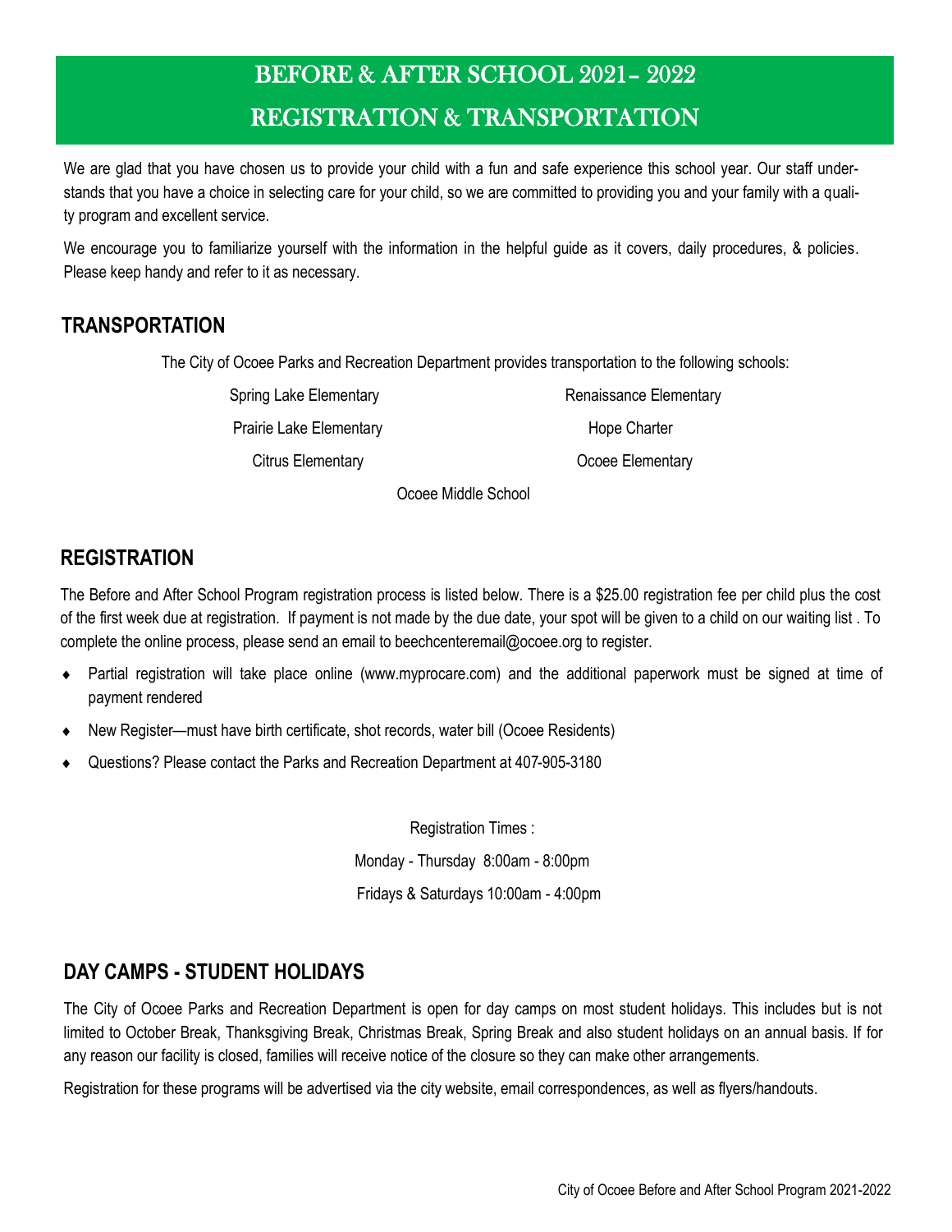# BEFORE & AFTER SCHOOL 2021- 2022
# REGISTRATION & TRANSPORTATION

We are glad that you have chosen us to provide your child with a fun and safe experience this school year. Our staff understands that you have a choice in selecting care for your child, so we are committed to providing you and your family with a quality program and excellent service.

We encourage you to familiarize yourself with the information in the helpful guide as it covers, daily procedures, & policies. Please keep handy and refer to it as necessary.

## TRANSPORTATION

The City of Ocoee Parks and Recreation Department provides transportation to the following schools:

Spring Lake Elementary
Prairie Lake Elementary
Citrus Elementary
Renaissance Elementary
Hope Charter
Ocoee Elementary
Ocoee Middle School

## REGISTRATION

The Before and After School Program registration process is listed below. There is a $25.00 registration fee per child plus the cost of the first week due at registration. If payment is not made by the due date, your spot will be given to a child on our waiting list . To complete the online process, please send an email to beechcenteremail@ocoee.org to register.

- Partial registration will take place online (www.myprocare.com) and the additional paperwork must be signed at time of payment rendered
- New Register—must have birth certificate, shot records, water bill (Ocoee Residents)
- Questions? Please contact the Parks and Recreation Department at 407-905-3180

Registration Times :

Monday - Thursday 8:00am - 8:00pm

Fridays & Saturdays 10:00am - 4:00pm

## DAY CAMPS - STUDENT HOLIDAYS

The City of Ocoee Parks and Recreation Department is open for day camps on most student holidays. This includes but is not limited to October Break, Thanksgiving Break, Christmas Break, Spring Break and also student holidays on an annual basis. If for any reason our facility is closed, families will receive notice of the closure so they can make other arrangements.

Registration for these programs will be advertised via the city website, email correspondences, as well as flyers/handouts.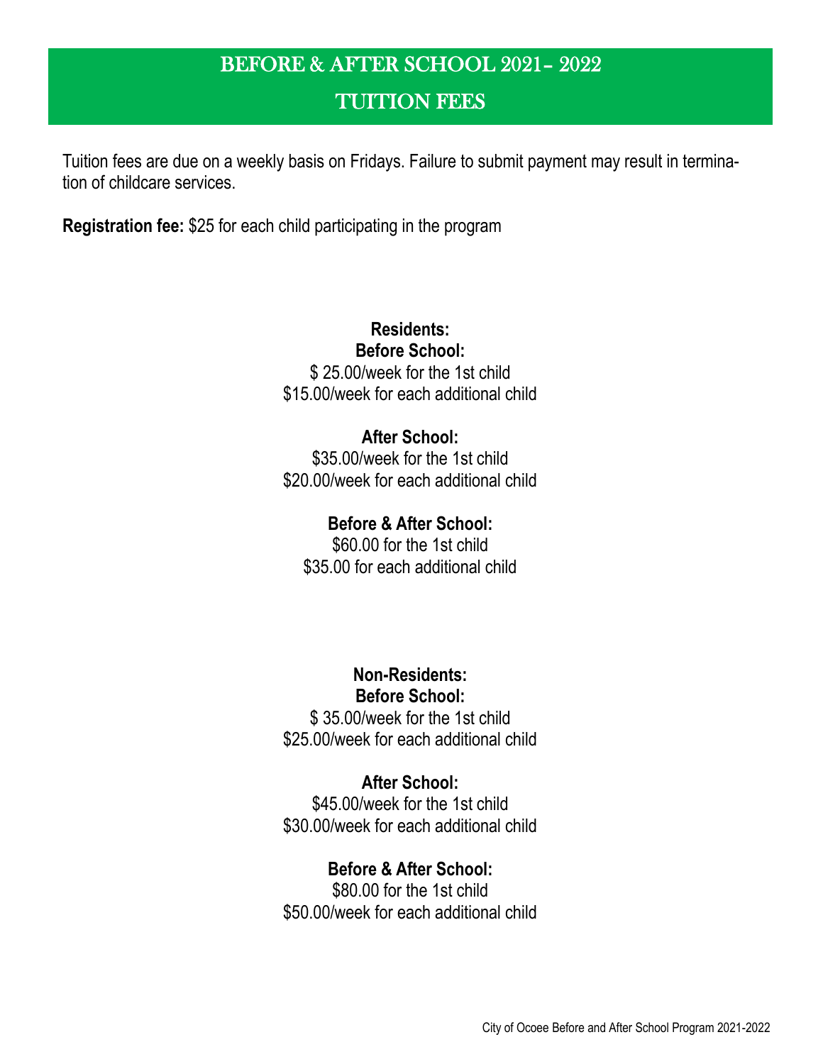# BEFORE & AFTER SCHOOL 2021- 2022

# TUITION FEES

Tuition fees are due on a weekly basis on Fridays. Failure to submit payment may result in termination of childcare services.

**Registration fee:** $25 for each child participating in the program

**Residents:**

**Before School:**

$ 25.00/week for the 1st child

$15.00/week for each additional child

**After School:**

$35.00/week for the 1st child

$20.00/week for each additional child

**Before & After School:**

$60.00 for the 1st child

$35.00 for each additional child

**Non-Residents:**

**Before School:**

$ 35.00/week for the 1st child

$25.00/week for each additional child

**After School:**

$45.00/week for the 1st child

$30.00/week for each additional child

**Before & After School:**

$80.00 for the 1st child

$50.00/week for each additional child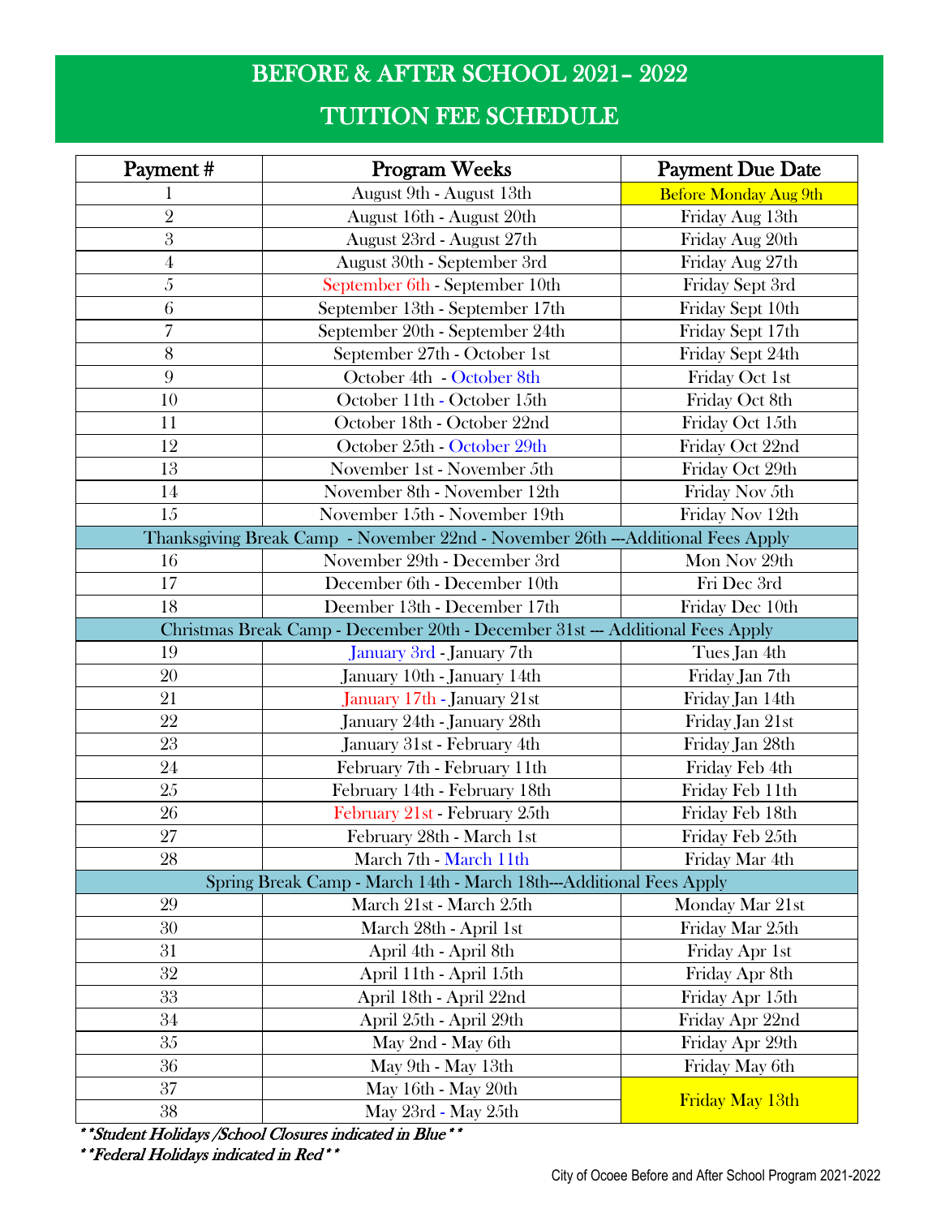# BEFORE & AFTER SCHOOL 2021– 2022

# TUITION FEE SCHEDULE

| Payment # | Program Weeks | Payment Due Date |
|---|---|---|
| 1 | August 9th - August 13th | Before Monday Aug 9th |
| 2 | August 16th - August 20th | Friday Aug 13th |
| 3 | August 23rd - August 27th | Friday Aug 20th |
| 4 | August 30th - September 3rd | Friday Aug 27th |
| 5 | September 6th - September 10th | Friday Sept 3rd |
| 6 | September 13th - September 17th | Friday Sept 10th |
| 7 | September 20th - September 24th | Friday Sept 17th |
| 8 | September 27th - October 1st | Friday Sept 24th |
| 9 | October 4th - October 8th | Friday Oct 1st |
| 10 | October 11th - October 15th | Friday Oct 8th |
| 11 | October 18th - October 22nd | Friday Oct 15th |
| 12 | October 25th - October 29th | Friday Oct 22nd |
| 13 | November 1st - November 5th | Friday Oct 29th |
| 14 | November 8th - November 12th | Friday Nov 5th |
| 15 | November 15th - November 19th | Friday Nov 12th |
| Thanksgiving Break Camp - November 22nd - November 26th ---Additional Fees Apply | | |
| 16 | November 29th - December 3rd | Mon Nov 29th |
| 17 | December 6th - December 10th | Fri Dec 3rd |
| 18 | Deember 13th - December 17th | Friday Dec 10th |
| Christmas Break Camp - December 20th - December 31st --- Additional Fees Apply | | |
| 19 | January 3rd - January 7th | Tues Jan 4th |
| 20 | January 10th - January 14th | Friday Jan 7th |
| 21 | January 17th - January 21st | Friday Jan 14th |
| 22 | January 24th - January 28th | Friday Jan 21st |
| 23 | January 31st - February 4th | Friday Jan 28th |
| 24 | February 7th - February 11th | Friday Feb 4th |
| 25 | February 14th - February 18th | Friday Feb 11th |
| 26 | February 21st - February 25th | Friday Feb 18th |
| 27 | February 28th - March 1st | Friday Feb 25th |
| 28 | March 7th - March 11th | Friday Mar 4th |
| Spring Break Camp - March 14th - March 18th---Additional Fees Apply | | |
| 29 | March 21st - March 25th | Monday Mar 21st |
| 30 | March 28th - April 1st | Friday Mar 25th |
| 31 | April 4th - April 8th | Friday Apr 1st |
| 32 | April 11th - April 15th | Friday Apr 8th |
| 33 | April 18th - April 22nd | Friday Apr 15th |
| 34 | April 25th - April 29th | Friday Apr 22nd |
| 35 | May 2nd - May 6th | Friday Apr 29th |
| 36 | May 9th - May 13th | Friday May 6th |
| 37 | May 16th - May 20th | Friday May 13th |
| 38 | May 23rd - May 25th | |

*\*\*Student Holidays /School Closures indicated in Blue\*\**

*\*\*Federal Holidays indicated in Red\*\**

City of Ocoee Before and After School Program 2021-2022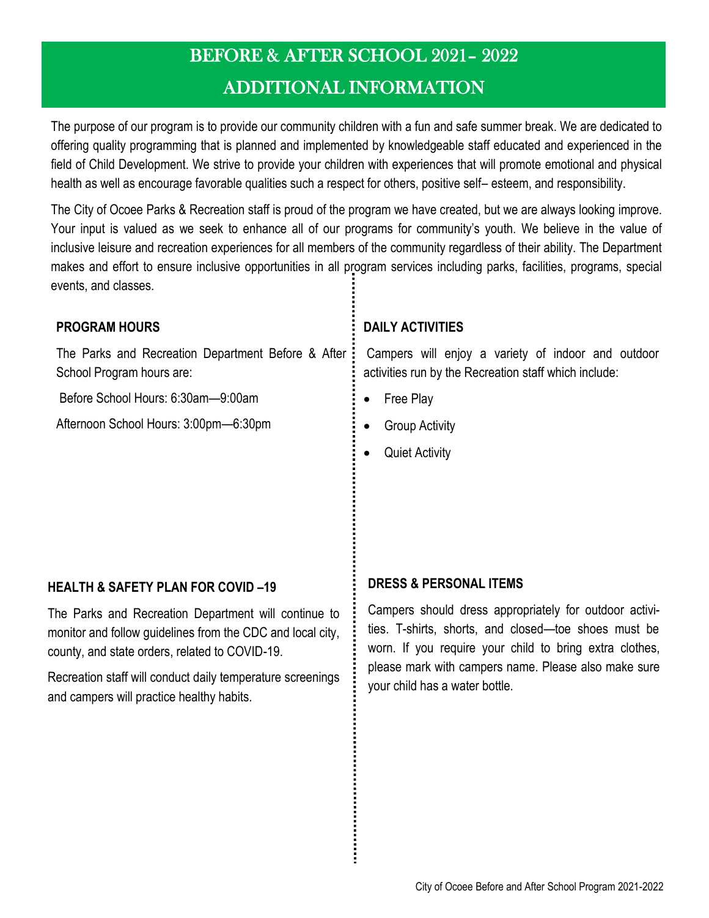# BEFORE & AFTER SCHOOL 2021- 2022
# ADDITIONAL INFORMATION

The purpose of our program is to provide our community children with a fun and safe summer break. We are dedicated to offering quality programming that is planned and implemented by knowledgeable staff educated and experienced in the field of Child Development. We strive to provide your children with experiences that will promote emotional and physical health as well as encourage favorable qualities such a respect for others, positive self– esteem, and responsibility.

The City of Ocoee Parks & Recreation staff is proud of the program we have created, but we are always looking improve. Your input is valued as we seek to enhance all of our programs for community's youth. We believe in the value of inclusive leisure and recreation experiences for all members of the community regardless of their ability. The Department makes and effort to ensure inclusive opportunities in all program services including parks, facilities, programs, special events, and classes.

**PROGRAM HOURS**

The Parks and Recreation Department Before & After School Program hours are:

Before School Hours: 6:30am—9:00am

Afternoon School Hours: 3:00pm—6:30pm

**DAILY ACTIVITIES**

Campers will enjoy a variety of indoor and outdoor activities run by the Recreation staff which include:

- Free Play
- Group Activity
- Quiet Activity

**HEALTH & SAFETY PLAN FOR COVID –19**

The Parks and Recreation Department will continue to monitor and follow guidelines from the CDC and local city, county, and state orders, related to COVID-19.

Recreation staff will conduct daily temperature screenings and campers will practice healthy habits.

**DRESS & PERSONAL ITEMS**

Campers should dress appropriately for outdoor activities. T-shirts, shorts, and closed—toe shoes must be worn. If you require your child to bring extra clothes, please mark with campers name. Please also make sure your child has a water bottle.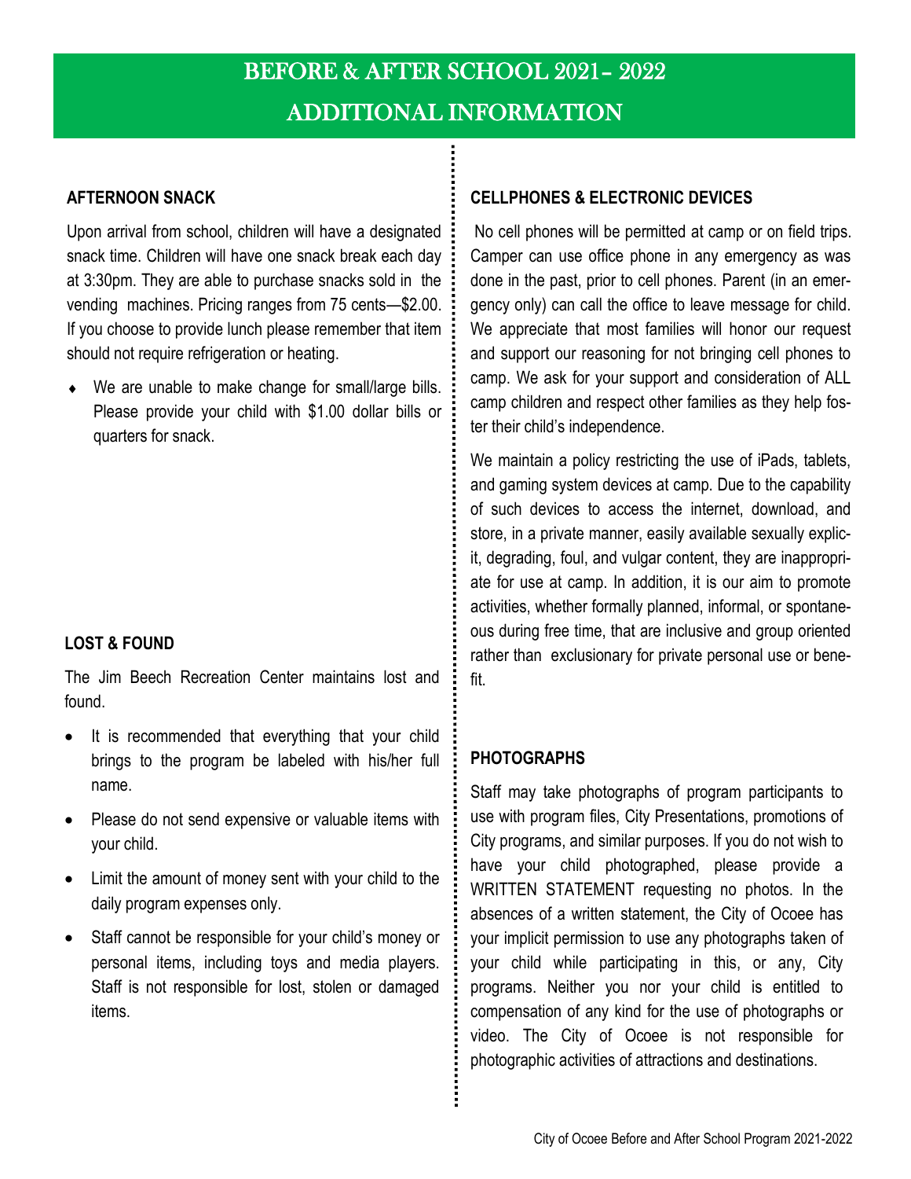# BEFORE & AFTER SCHOOL 2021- 2022

# ADDITIONAL INFORMATION

### AFTERNOON SNACK

Upon arrival from school, children will have a designated snack time. Children will have one snack break each day at 3:30pm. They are able to purchase snacks sold in the vending machines. Pricing ranges from 75 cents—$2.00. If you choose to provide lunch please remember that item should not require refrigeration or heating.

- We are unable to make change for small/large bills. Please provide your child with $1.00 dollar bills or quarters for snack.

### LOST & FOUND

The Jim Beech Recreation Center maintains lost and found.

- It is recommended that everything that your child brings to the program be labeled with his/her full name.
- Please do not send expensive or valuable items with your child.
- Limit the amount of money sent with your child to the daily program expenses only.
- Staff cannot be responsible for your child's money or personal items, including toys and media players. Staff is not responsible for lost, stolen or damaged items.

### CELLPHONES & ELECTRONIC DEVICES

No cell phones will be permitted at camp or on field trips. Camper can use office phone in any emergency as was done in the past, prior to cell phones. Parent (in an emergency only) can call the office to leave message for child. We appreciate that most families will honor our request and support our reasoning for not bringing cell phones to camp. We ask for your support and consideration of ALL camp children and respect other families as they help foster their child's independence.

We maintain a policy restricting the use of iPads, tablets, and gaming system devices at camp. Due to the capability of such devices to access the internet, download, and store, in a private manner, easily available sexually explicit, degrading, foul, and vulgar content, they are inappropriate for use at camp. In addition, it is our aim to promote activities, whether formally planned, informal, or spontaneous during free time, that are inclusive and group oriented rather than exclusionary for private personal use or benefit.

### PHOTOGRAPHS

Staff may take photographs of program participants to use with program files, City Presentations, promotions of City programs, and similar purposes. If you do not wish to have your child photographed, please provide a WRITTEN STATEMENT requesting no photos. In the absences of a written statement, the City of Ocoee has your implicit permission to use any photographs taken of your child while participating in this, or any, City programs. Neither you nor your child is entitled to compensation of any kind for the use of photographs or video. The City of Ocoee is not responsible for photographic activities of attractions and destinations.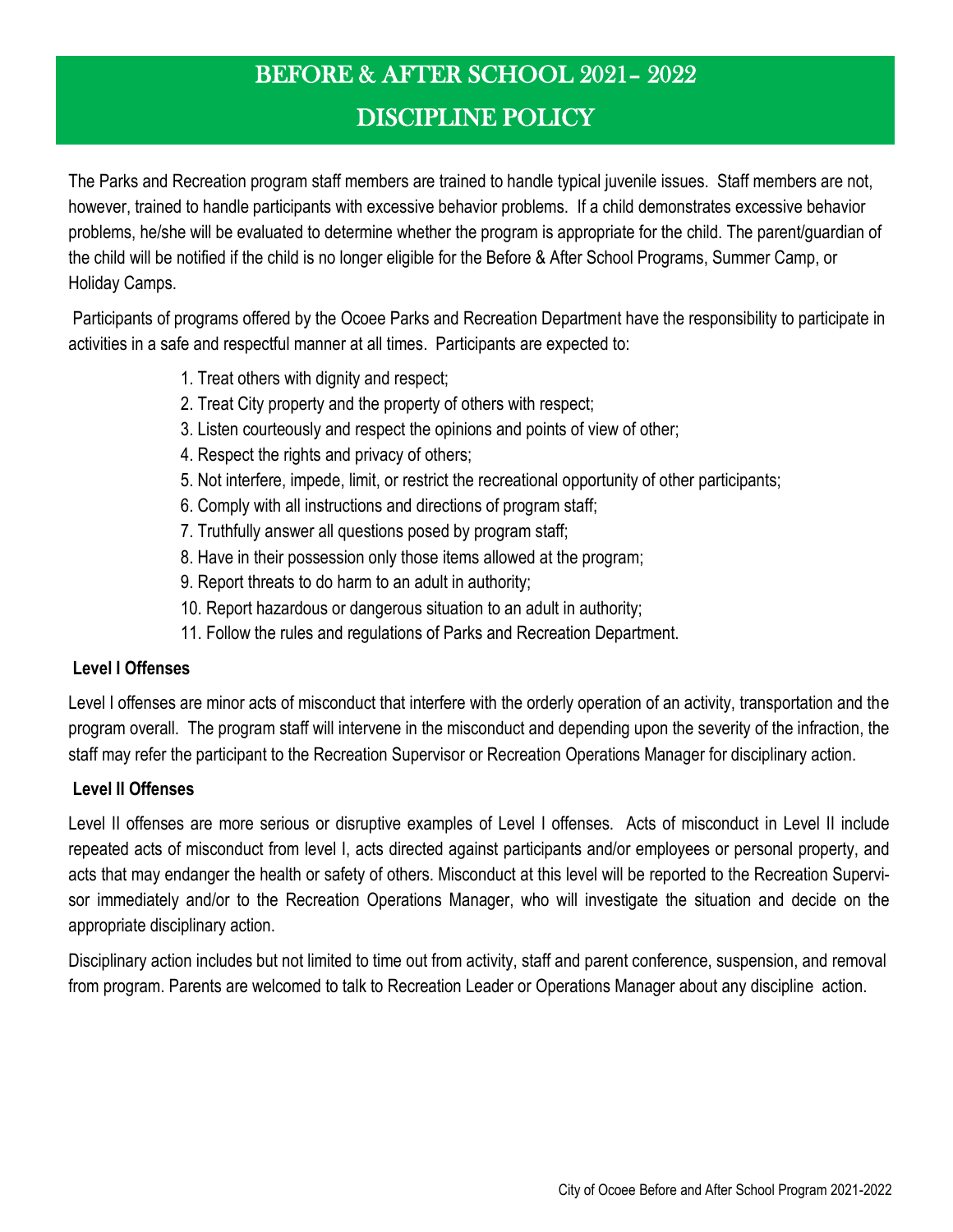# BEFORE & AFTER SCHOOL 2021- 2022

# DISCIPLINE POLICY

The Parks and Recreation program staff members are trained to handle typical juvenile issues. Staff members are not, however, trained to handle participants with excessive behavior problems. If a child demonstrates excessive behavior problems, he/she will be evaluated to determine whether the program is appropriate for the child. The parent/guardian of the child will be notified if the child is no longer eligible for the Before & After School Programs, Summer Camp, or Holiday Camps.

Participants of programs offered by the Ocoee Parks and Recreation Department have the responsibility to participate in activities in a safe and respectful manner at all times. Participants are expected to:

1. Treat others with dignity and respect;
2. Treat City property and the property of others with respect;
3. Listen courteously and respect the opinions and points of view of other;
4. Respect the rights and privacy of others;
5. Not interfere, impede, limit, or restrict the recreational opportunity of other participants;
6. Comply with all instructions and directions of program staff;
7. Truthfully answer all questions posed by program staff;
8. Have in their possession only those items allowed at the program;
9. Report threats to do harm to an adult in authority;
10. Report hazardous or dangerous situation to an adult in authority;
11. Follow the rules and regulations of Parks and Recreation Department.

**Level I Offenses**

Level I offenses are minor acts of misconduct that interfere with the orderly operation of an activity, transportation and the program overall. The program staff will intervene in the misconduct and depending upon the severity of the infraction, the staff may refer the participant to the Recreation Supervisor or Recreation Operations Manager for disciplinary action.

**Level II Offenses**

Level II offenses are more serious or disruptive examples of Level I offenses. Acts of misconduct in Level II include repeated acts of misconduct from level I, acts directed against participants and/or employees or personal property, and acts that may endanger the health or safety of others. Misconduct at this level will be reported to the Recreation Supervisor immediately and/or to the Recreation Operations Manager, who will investigate the situation and decide on the appropriate disciplinary action.

Disciplinary action includes but not limited to time out from activity, staff and parent conference, suspension, and removal from program. Parents are welcomed to talk to Recreation Leader or Operations Manager about any discipline action.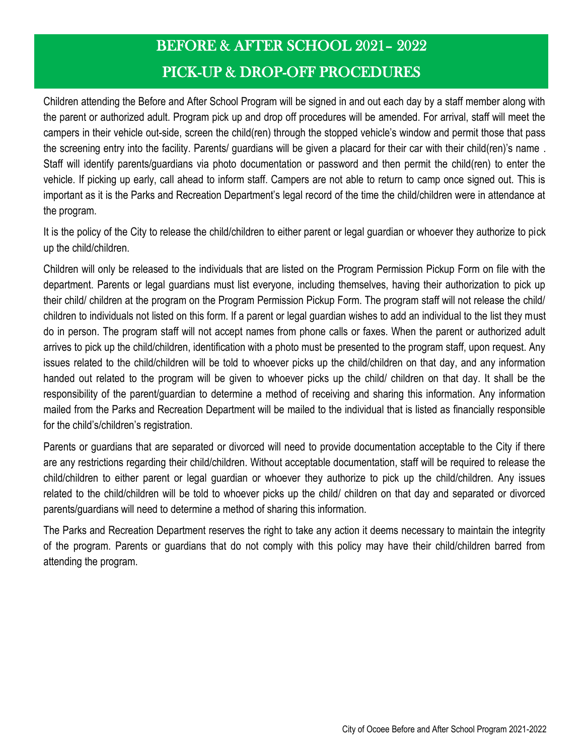# BEFORE & AFTER SCHOOL 2021- 2022

# PICK-UP & DROP-OFF PROCEDURES

Children attending the Before and After School Program will be signed in and out each day by a staff member along with the parent or authorized adult. Program pick up and drop off procedures will be amended. For arrival, staff will meet the campers in their vehicle out-side, screen the child(ren) through the stopped vehicle's window and permit those that pass the screening entry into the facility. Parents/ guardians will be given a placard for their car with their child(ren)'s name . Staff will identify parents/guardians via photo documentation or password and then permit the child(ren) to enter the vehicle. If picking up early, call ahead to inform staff. Campers are not able to return to camp once signed out. This is important as it is the Parks and Recreation Department's legal record of the time the child/children were in attendance at the program.

It is the policy of the City to release the child/children to either parent or legal guardian or whoever they authorize to pick up the child/children.

Children will only be released to the individuals that are listed on the Program Permission Pickup Form on file with the department. Parents or legal guardians must list everyone, including themselves, having their authorization to pick up their child/ children at the program on the Program Permission Pickup Form. The program staff will not release the child/ children to individuals not listed on this form. If a parent or legal guardian wishes to add an individual to the list they must do in person. The program staff will not accept names from phone calls or faxes. When the parent or authorized adult arrives to pick up the child/children, identification with a photo must be presented to the program staff, upon request. Any issues related to the child/children will be told to whoever picks up the child/children on that day, and any information handed out related to the program will be given to whoever picks up the child/ children on that day. It shall be the responsibility of the parent/guardian to determine a method of receiving and sharing this information. Any information mailed from the Parks and Recreation Department will be mailed to the individual that is listed as financially responsible for the child's/children's registration.

Parents or guardians that are separated or divorced will need to provide documentation acceptable to the City if there are any restrictions regarding their child/children. Without acceptable documentation, staff will be required to release the child/children to either parent or legal guardian or whoever they authorize to pick up the child/children. Any issues related to the child/children will be told to whoever picks up the child/ children on that day and separated or divorced parents/guardians will need to determine a method of sharing this information.

The Parks and Recreation Department reserves the right to take any action it deems necessary to maintain the integrity of the program. Parents or guardians that do not comply with this policy may have their child/children barred from attending the program.